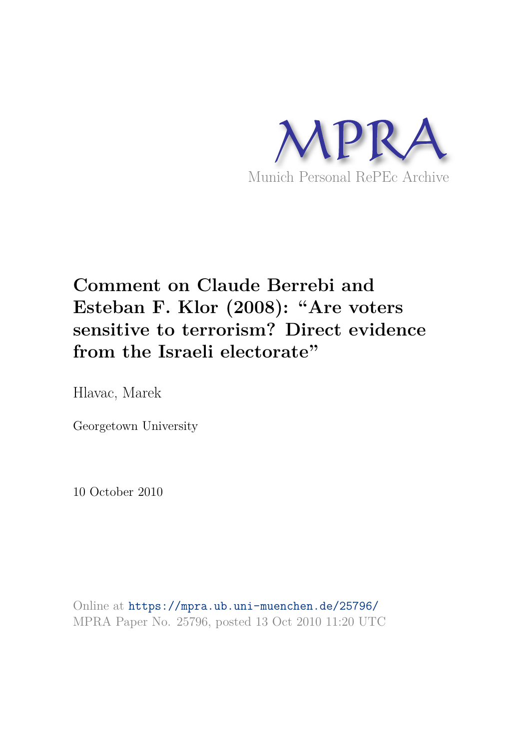MPRA

Munich Personal RePEc Archive

# Comment on Claude Berrebi and Esteban F. Klor (2008): "Are voters sensitive to terrorism? Direct evidence from the Israeli electorate"

Hlavac, Marek

Georgetown University

10 October 2010

Online at https://mpra.ub.uni-muenchen.de/25796/
MPRA Paper No. 25796, posted 13 Oct 2010 11:20 UTC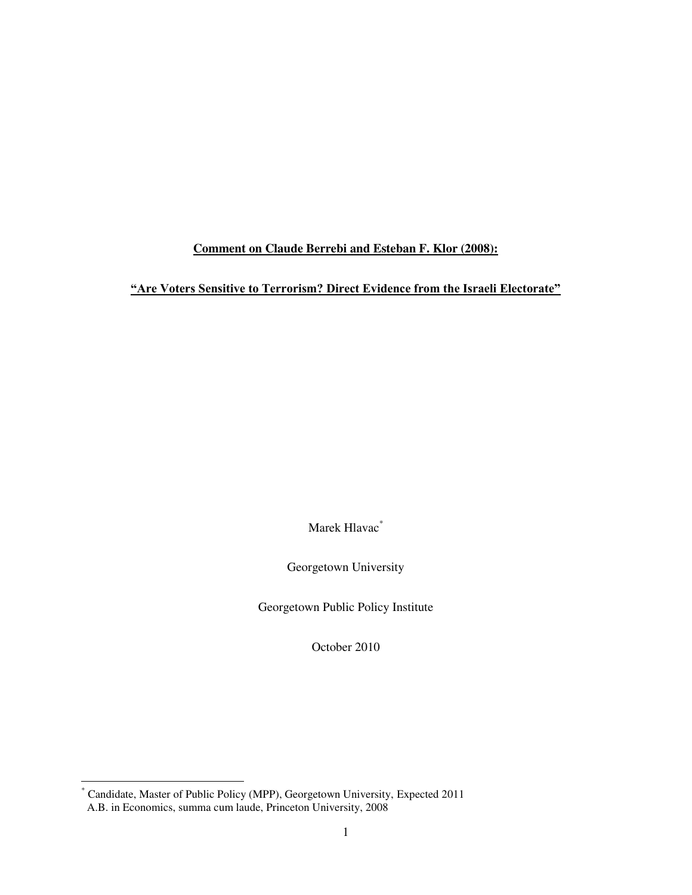**Comment on Claude Berrebi and Esteban F. Klor (2008):**

**"Are Voters Sensitive to Terrorism? Direct Evidence from the Israeli Electorate"**

Marek Hlavac*

Georgetown University

Georgetown Public Policy Institute

October 2010

* Candidate, Master of Public Policy (MPP), Georgetown University, Expected 2011
A.B. in Economics, summa cum laude, Princeton University, 2008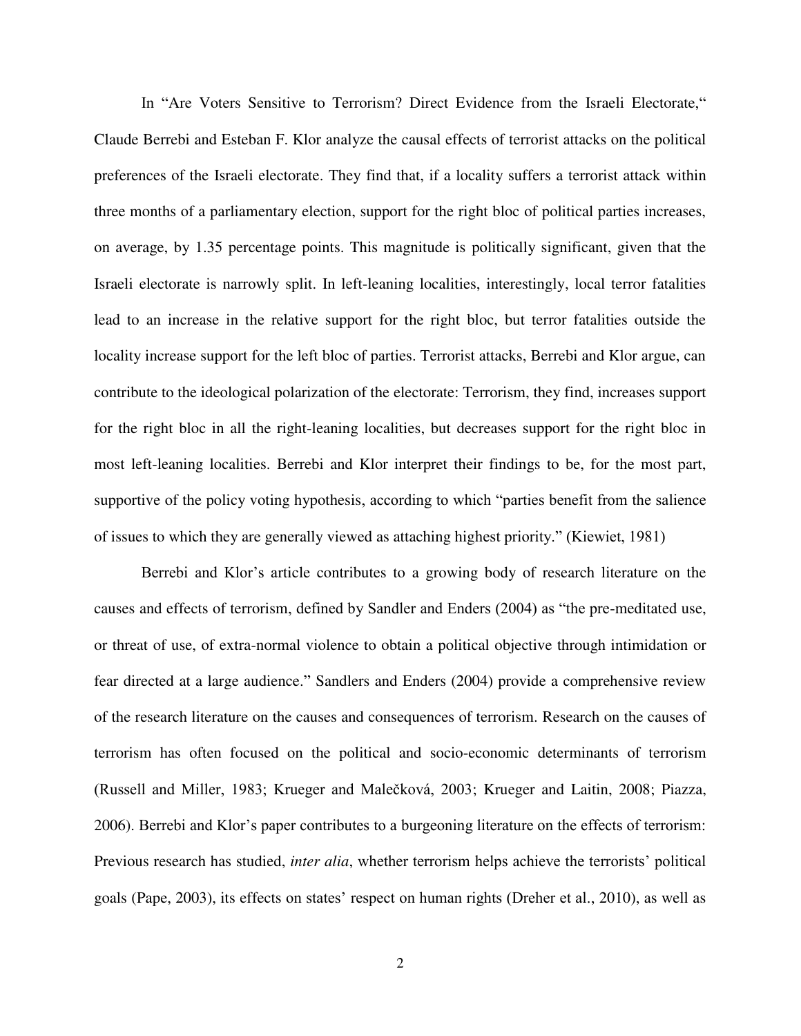In “Are Voters Sensitive to Terrorism? Direct Evidence from the Israeli Electorate,“ Claude Berrebi and Esteban F. Klor analyze the causal effects of terrorist attacks on the political preferences of the Israeli electorate. They find that, if a locality suffers a terrorist attack within three months of a parliamentary election, support for the right bloc of political parties increases, on average, by 1.35 percentage points. This magnitude is politically significant, given that the Israeli electorate is narrowly split. In left-leaning localities, interestingly, local terror fatalities lead to an increase in the relative support for the right bloc, but terror fatalities outside the locality increase support for the left bloc of parties. Terrorist attacks, Berrebi and Klor argue, can contribute to the ideological polarization of the electorate: Terrorism, they find, increases support for the right bloc in all the right-leaning localities, but decreases support for the right bloc in most left-leaning localities. Berrebi and Klor interpret their findings to be, for the most part, supportive of the policy voting hypothesis, according to which “parties benefit from the salience of issues to which they are generally viewed as attaching highest priority.” (Kiewiet, 1981)

Berrebi and Klor’s article contributes to a growing body of research literature on the causes and effects of terrorism, defined by Sandler and Enders (2004) as “the pre-meditated use, or threat of use, of extra-normal violence to obtain a political objective through intimidation or fear directed at a large audience.” Sandlers and Enders (2004) provide a comprehensive review of the research literature on the causes and consequences of terrorism. Research on the causes of terrorism has often focused on the political and socio-economic determinants of terrorism (Russell and Miller, 1983; Krueger and Malečková, 2003; Krueger and Laitin, 2008; Piazza, 2006). Berrebi and Klor’s paper contributes to a burgeoning literature on the effects of terrorism: Previous research has studied, *inter alia*, whether terrorism helps achieve the terrorists’ political goals (Pape, 2003), its effects on states’ respect on human rights (Dreher et al., 2010), as well as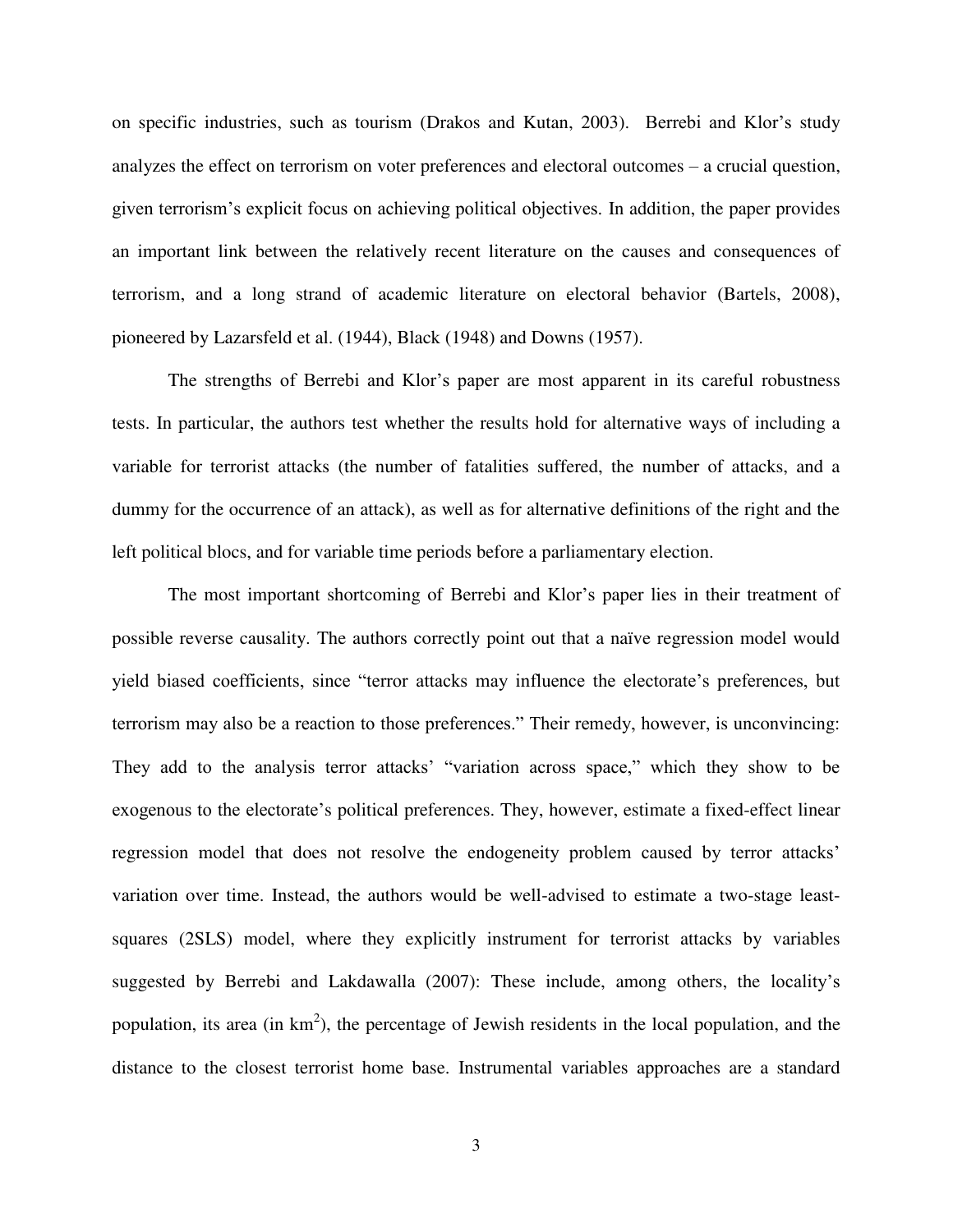on specific industries, such as tourism (Drakos and Kutan, 2003). Berrebi and Klor's study analyzes the effect on terrorism on voter preferences and electoral outcomes – a crucial question, given terrorism's explicit focus on achieving political objectives. In addition, the paper provides an important link between the relatively recent literature on the causes and consequences of terrorism, and a long strand of academic literature on electoral behavior (Bartels, 2008), pioneered by Lazarsfeld et al. (1944), Black (1948) and Downs (1957).

The strengths of Berrebi and Klor's paper are most apparent in its careful robustness tests. In particular, the authors test whether the results hold for alternative ways of including a variable for terrorist attacks (the number of fatalities suffered, the number of attacks, and a dummy for the occurrence of an attack), as well as for alternative definitions of the right and the left political blocs, and for variable time periods before a parliamentary election.

The most important shortcoming of Berrebi and Klor's paper lies in their treatment of possible reverse causality. The authors correctly point out that a naïve regression model would yield biased coefficients, since "terror attacks may influence the electorate's preferences, but terrorism may also be a reaction to those preferences." Their remedy, however, is unconvincing: They add to the analysis terror attacks' "variation across space," which they show to be exogenous to the electorate's political preferences. They, however, estimate a fixed-effect linear regression model that does not resolve the endogeneity problem caused by terror attacks' variation over time. Instead, the authors would be well-advised to estimate a two-stage least-squares (2SLS) model, where they explicitly instrument for terrorist attacks by variables suggested by Berrebi and Lakdawalla (2007): These include, among others, the locality's population, its area (in $km^2$), the percentage of Jewish residents in the local population, and the distance to the closest terrorist home base. Instrumental variables approaches are a standard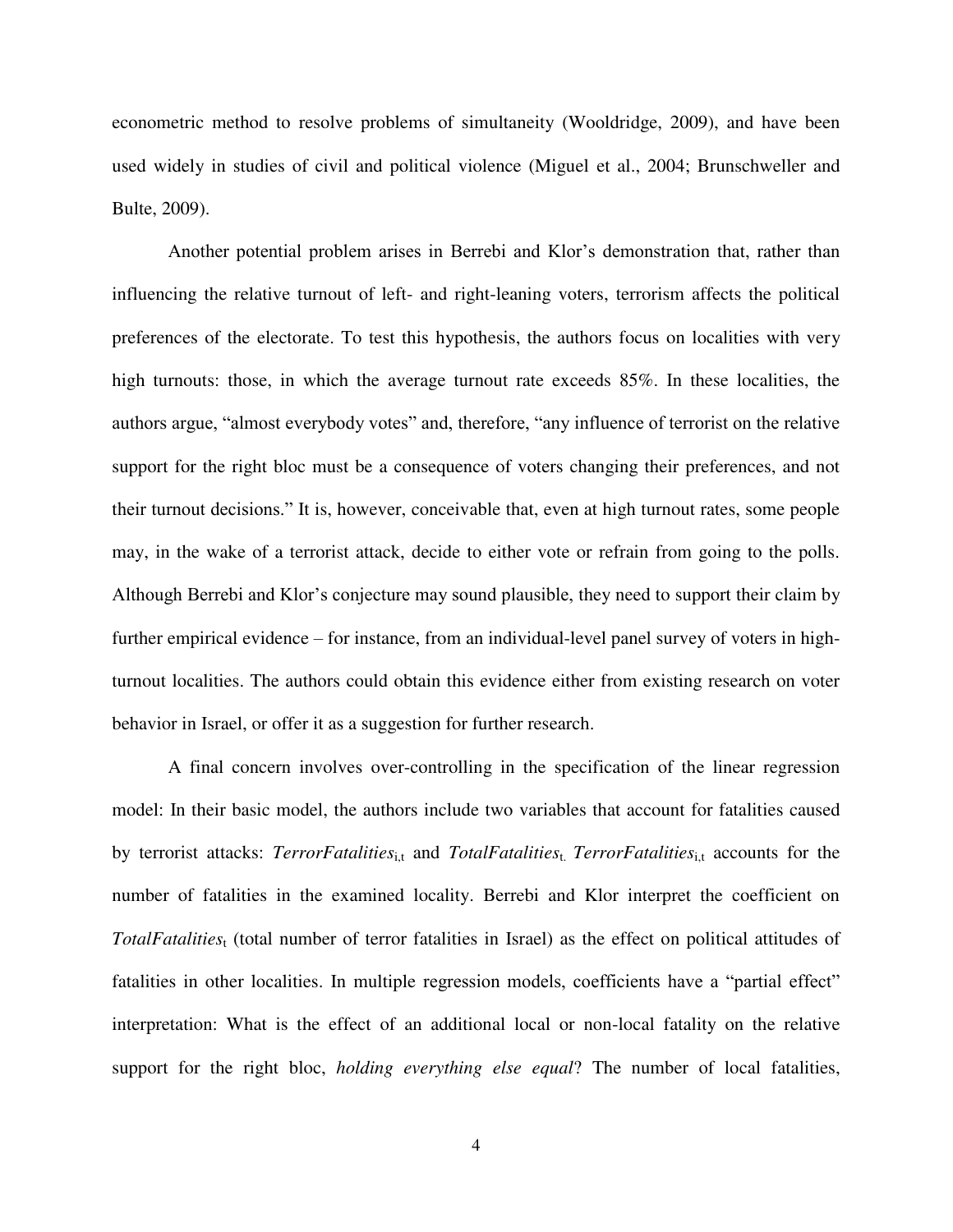econometric method to resolve problems of simultaneity (Wooldridge, 2009), and have been used widely in studies of civil and political violence (Miguel et al., 2004; Brunschweller and Bulte, 2009).

Another potential problem arises in Berrebi and Klor's demonstration that, rather than influencing the relative turnout of left- and right-leaning voters, terrorism affects the political preferences of the electorate. To test this hypothesis, the authors focus on localities with very high turnouts: those, in which the average turnout rate exceeds 85%. In these localities, the authors argue, "almost everybody votes" and, therefore, "any influence of terrorist on the relative support for the right bloc must be a consequence of voters changing their preferences, and not their turnout decisions." It is, however, conceivable that, even at high turnout rates, some people may, in the wake of a terrorist attack, decide to either vote or refrain from going to the polls. Although Berrebi and Klor's conjecture may sound plausible, they need to support their claim by further empirical evidence – for instance, from an individual-level panel survey of voters in high-turnout localities. The authors could obtain this evidence either from existing research on voter behavior in Israel, or offer it as a suggestion for further research.

A final concern involves over-controlling in the specification of the linear regression model: In their basic model, the authors include two variables that account for fatalities caused by terrorist attacks: $TerrorFatalities_{i,t}$ and $TotalFatalities_{t.}$ $TerrorFatalities_{i,t}$ accounts for the number of fatalities in the examined locality. Berrebi and Klor interpret the coefficient on $TotalFatalities_t$ (total number of terror fatalities in Israel) as the effect on political attitudes of fatalities in other localities. In multiple regression models, coefficients have a "partial effect" interpretation: What is the effect of an additional local or non-local fatality on the relative support for the right bloc, *holding everything else equal*? The number of local fatalities,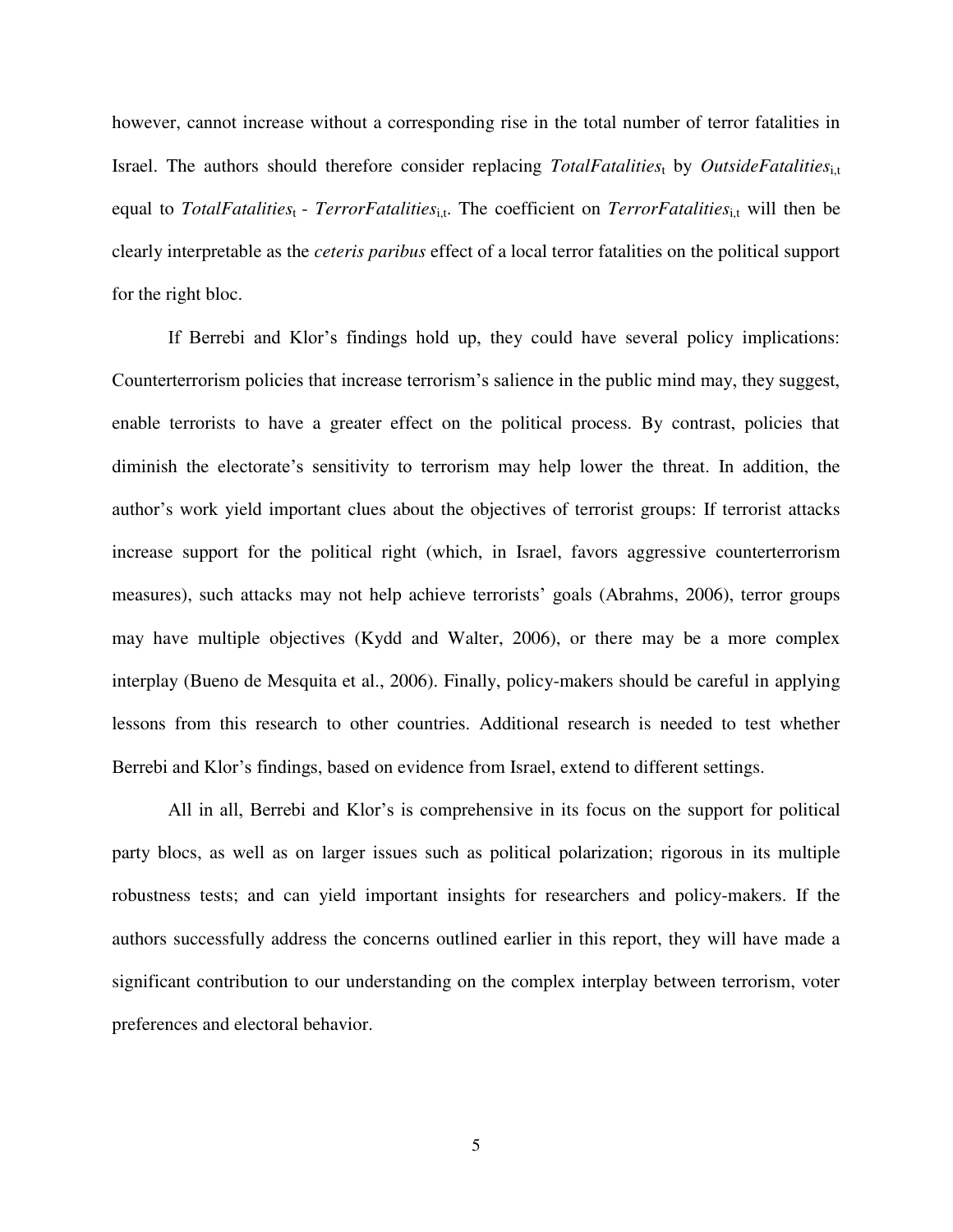however, cannot increase without a corresponding rise in the total number of terror fatalities in Israel. The authors should therefore consider replacing $TotalFatalities_t$ by $OutsideFatalities_{i,t}$ equal to $TotalFatalities_t$ - $TerrorFatalities_{i,t}$. The coefficient on $TerrorFatalities_{i,t}$ will then be clearly interpretable as the *ceteris paribus* effect of a local terror fatalities on the political support for the right bloc.

If Berrebi and Klor's findings hold up, they could have several policy implications: Counterterrorism policies that increase terrorism's salience in the public mind may, they suggest, enable terrorists to have a greater effect on the political process. By contrast, policies that diminish the electorate's sensitivity to terrorism may help lower the threat. In addition, the author's work yield important clues about the objectives of terrorist groups: If terrorist attacks increase support for the political right (which, in Israel, favors aggressive counterterrorism measures), such attacks may not help achieve terrorists' goals (Abrahms, 2006), terror groups may have multiple objectives (Kydd and Walter, 2006), or there may be a more complex interplay (Bueno de Mesquita et al., 2006). Finally, policy-makers should be careful in applying lessons from this research to other countries. Additional research is needed to test whether Berrebi and Klor's findings, based on evidence from Israel, extend to different settings.

All in all, Berrebi and Klor's is comprehensive in its focus on the support for political party blocs, as well as on larger issues such as political polarization; rigorous in its multiple robustness tests; and can yield important insights for researchers and policy-makers. If the authors successfully address the concerns outlined earlier in this report, they will have made a significant contribution to our understanding on the complex interplay between terrorism, voter preferences and electoral behavior.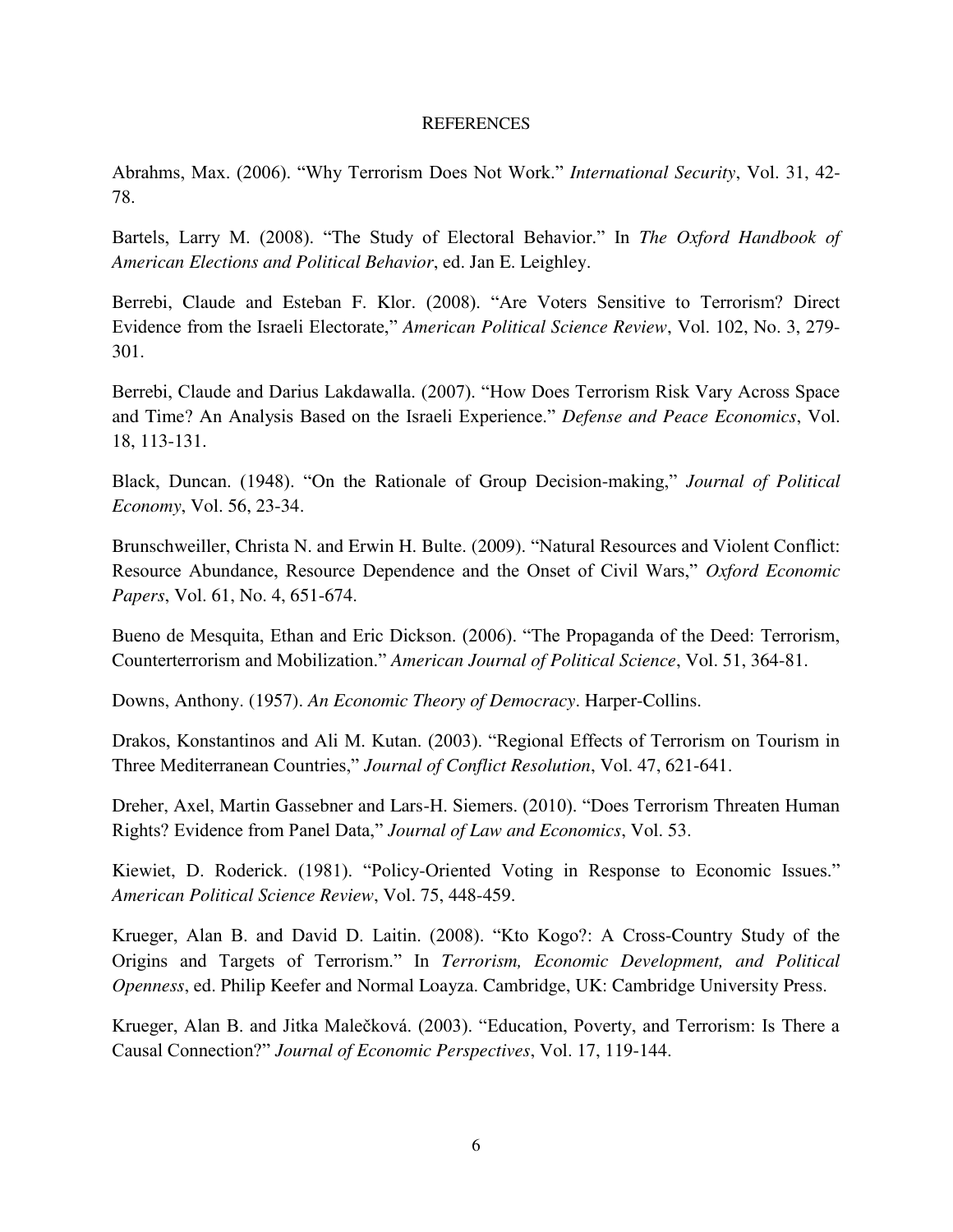## REFERENCES

Abrahms, Max. (2006). "Why Terrorism Does Not Work." *International Security*, Vol. 31, 42-78.

Bartels, Larry M. (2008). "The Study of Electoral Behavior." In *The Oxford Handbook of American Elections and Political Behavior*, ed. Jan E. Leighley.

Berrebi, Claude and Esteban F. Klor. (2008). "Are Voters Sensitive to Terrorism? Direct Evidence from the Israeli Electorate," *American Political Science Review*, Vol. 102, No. 3, 279-301.

Berrebi, Claude and Darius Lakdawalla. (2007). "How Does Terrorism Risk Vary Across Space and Time? An Analysis Based on the Israeli Experience." *Defense and Peace Economics*, Vol. 18, 113-131.

Black, Duncan. (1948). "On the Rationale of Group Decision-making," *Journal of Political Economy*, Vol. 56, 23-34.

Brunschweiller, Christa N. and Erwin H. Bulte. (2009). "Natural Resources and Violent Conflict: Resource Abundance, Resource Dependence and the Onset of Civil Wars," *Oxford Economic Papers*, Vol. 61, No. 4, 651-674.

Bueno de Mesquita, Ethan and Eric Dickson. (2006). "The Propaganda of the Deed: Terrorism, Counterterrorism and Mobilization." *American Journal of Political Science*, Vol. 51, 364-81.

Downs, Anthony. (1957). *An Economic Theory of Democracy*. Harper-Collins.

Drakos, Konstantinos and Ali M. Kutan. (2003). "Regional Effects of Terrorism on Tourism in Three Mediterranean Countries," *Journal of Conflict Resolution*, Vol. 47, 621-641.

Dreher, Axel, Martin Gassebner and Lars-H. Siemers. (2010). "Does Terrorism Threaten Human Rights? Evidence from Panel Data," *Journal of Law and Economics*, Vol. 53.

Kiewiet, D. Roderick. (1981). "Policy-Oriented Voting in Response to Economic Issues." *American Political Science Review*, Vol. 75, 448-459.

Krueger, Alan B. and David D. Laitin. (2008). "Kto Kogo?: A Cross-Country Study of the Origins and Targets of Terrorism." In *Terrorism, Economic Development, and Political Openness*, ed. Philip Keefer and Normal Loayza. Cambridge, UK: Cambridge University Press.

Krueger, Alan B. and Jitka Malečková. (2003). "Education, Poverty, and Terrorism: Is There a Causal Connection?" *Journal of Economic Perspectives*, Vol. 17, 119-144.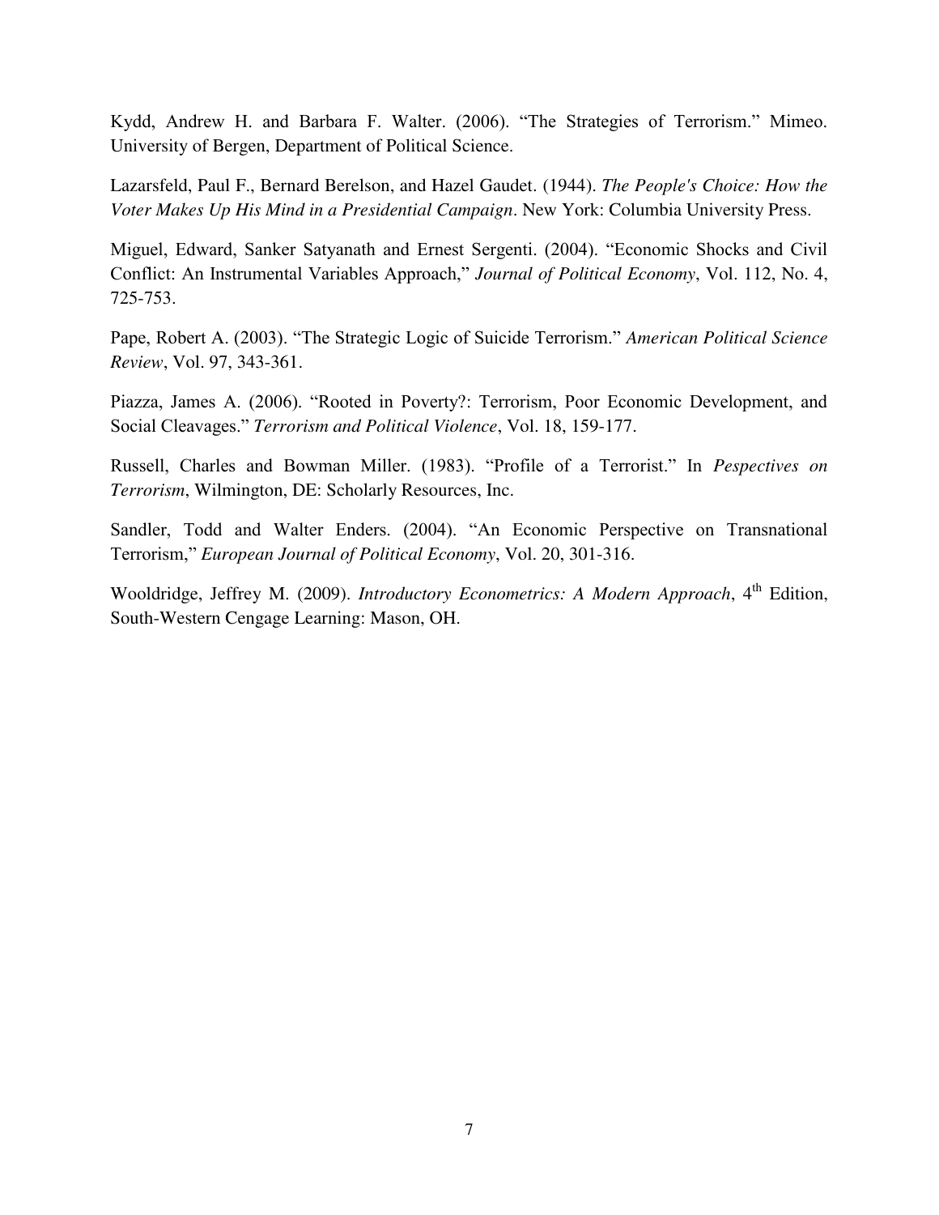Kydd, Andrew H. and Barbara F. Walter. (2006). "The Strategies of Terrorism." Mimeo. University of Bergen, Department of Political Science.

Lazarsfeld, Paul F., Bernard Berelson, and Hazel Gaudet. (1944). *The People's Choice: How the Voter Makes Up His Mind in a Presidential Campaign*. New York: Columbia University Press.

Miguel, Edward, Sanker Satyanath and Ernest Sergenti. (2004). "Economic Shocks and Civil Conflict: An Instrumental Variables Approach," *Journal of Political Economy*, Vol. 112, No. 4, 725-753.

Pape, Robert A. (2003). "The Strategic Logic of Suicide Terrorism." *American Political Science Review*, Vol. 97, 343-361.

Piazza, James A. (2006). "Rooted in Poverty?: Terrorism, Poor Economic Development, and Social Cleavages." *Terrorism and Political Violence*, Vol. 18, 159-177.

Russell, Charles and Bowman Miller. (1983). "Profile of a Terrorist." In *Pespectives on Terrorism*, Wilmington, DE: Scholarly Resources, Inc.

Sandler, Todd and Walter Enders. (2004). "An Economic Perspective on Transnational Terrorism," *European Journal of Political Economy*, Vol. 20, 301-316.

Wooldridge, Jeffrey M. (2009). *Introductory Econometrics: A Modern Approach*, 4th Edition, South-Western Cengage Learning: Mason, OH.